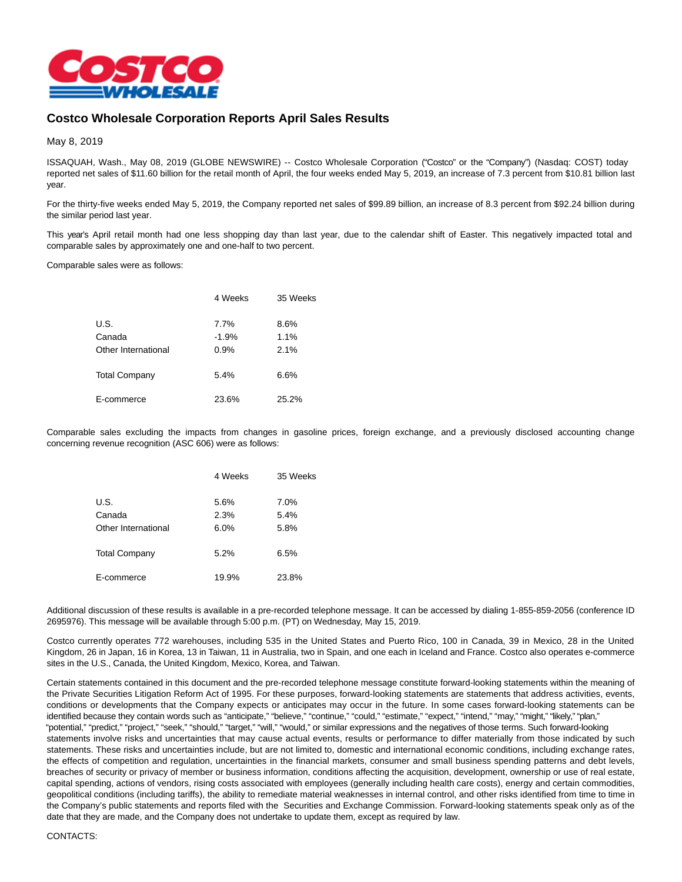# Costco Wholesale Corporation Reports April Sales Results

May 8, 2019

ISSAQUAH, Wash., May 08, 2019 (GLOBE NEWSWIRE) -- Costco Wholesale Corporation ("Costco" or the "Company") (Nasdaq: COST) today reported net sales of $11.60 billion for the retail month of April, the four weeks ended May 5, 2019, an increase of 7.3 percent from $10.81 billion last year.

For the thirty-five weeks ended May 5, 2019, the Company reported net sales of $99.89 billion, an increase of 8.3 percent from $92.24 billion during the similar period last year.

This year's April retail month had one less shopping day than last year, due to the calendar shift of Easter. This negatively impacted total and comparable sales by approximately one and one-half to two percent.

Comparable sales were as follows:

| | 4 Weeks | 35 Weeks |
|---|---|---|
| U.S. | 7.7% | 8.6% |
| Canada | -1.9% | 1.1% |
| Other International | 0.9% | 2.1% |
| Total Company | 5.4% | 6.6% |
| E-commerce | 23.6% | 25.2% |

Comparable sales excluding the impacts from changes in gasoline prices, foreign exchange, and a previously disclosed accounting change concerning revenue recognition (ASC 606) were as follows:

| | 4 Weeks | 35 Weeks |
|---|---|---|
| U.S. | 5.6% | 7.0% |
| Canada | 2.3% | 5.4% |
| Other International | 6.0% | 5.8% |
| Total Company | 5.2% | 6.5% |
| E-commerce | 19.9% | 23.8% |

Additional discussion of these results is available in a pre-recorded telephone message. It can be accessed by dialing 1-855-859-2056 (conference ID 2695976). This message will be available through 5:00 p.m. (PT) on Wednesday, May 15, 2019.

Costco currently operates 772 warehouses, including 535 in the United States and Puerto Rico, 100 in Canada, 39 in Mexico, 28 in the United Kingdom, 26 in Japan, 16 in Korea, 13 in Taiwan, 11 in Australia, two in Spain, and one each in Iceland and France. Costco also operates e-commerce sites in the U.S., Canada, the United Kingdom, Mexico, Korea, and Taiwan.

Certain statements contained in this document and the pre-recorded telephone message constitute forward-looking statements within the meaning of the Private Securities Litigation Reform Act of 1995. For these purposes, forward-looking statements are statements that address activities, events, conditions or developments that the Company expects or anticipates may occur in the future. In some cases forward-looking statements can be identified because they contain words such as "anticipate," "believe," "continue," "could," "estimate," "expect," "intend," "may," "might," "likely," "plan," "potential," "predict," "project," "seek," "should," "target," "will," "would," or similar expressions and the negatives of those terms. Such forward-looking statements involve risks and uncertainties that may cause actual events, results or performance to differ materially from those indicated by such statements. These risks and uncertainties include, but are not limited to, domestic and international economic conditions, including exchange rates, the effects of competition and regulation, uncertainties in the financial markets, consumer and small business spending patterns and debt levels, breaches of security or privacy of member or business information, conditions affecting the acquisition, development, ownership or use of real estate, capital spending, actions of vendors, rising costs associated with employees (generally including health care costs), energy and certain commodities, geopolitical conditions (including tariffs), the ability to remediate material weaknesses in internal control, and other risks identified from time to time in the Company's public statements and reports filed with the Securities and Exchange Commission. Forward-looking statements speak only as of the date that they are made, and the Company does not undertake to update them, except as required by law.

CONTACTS: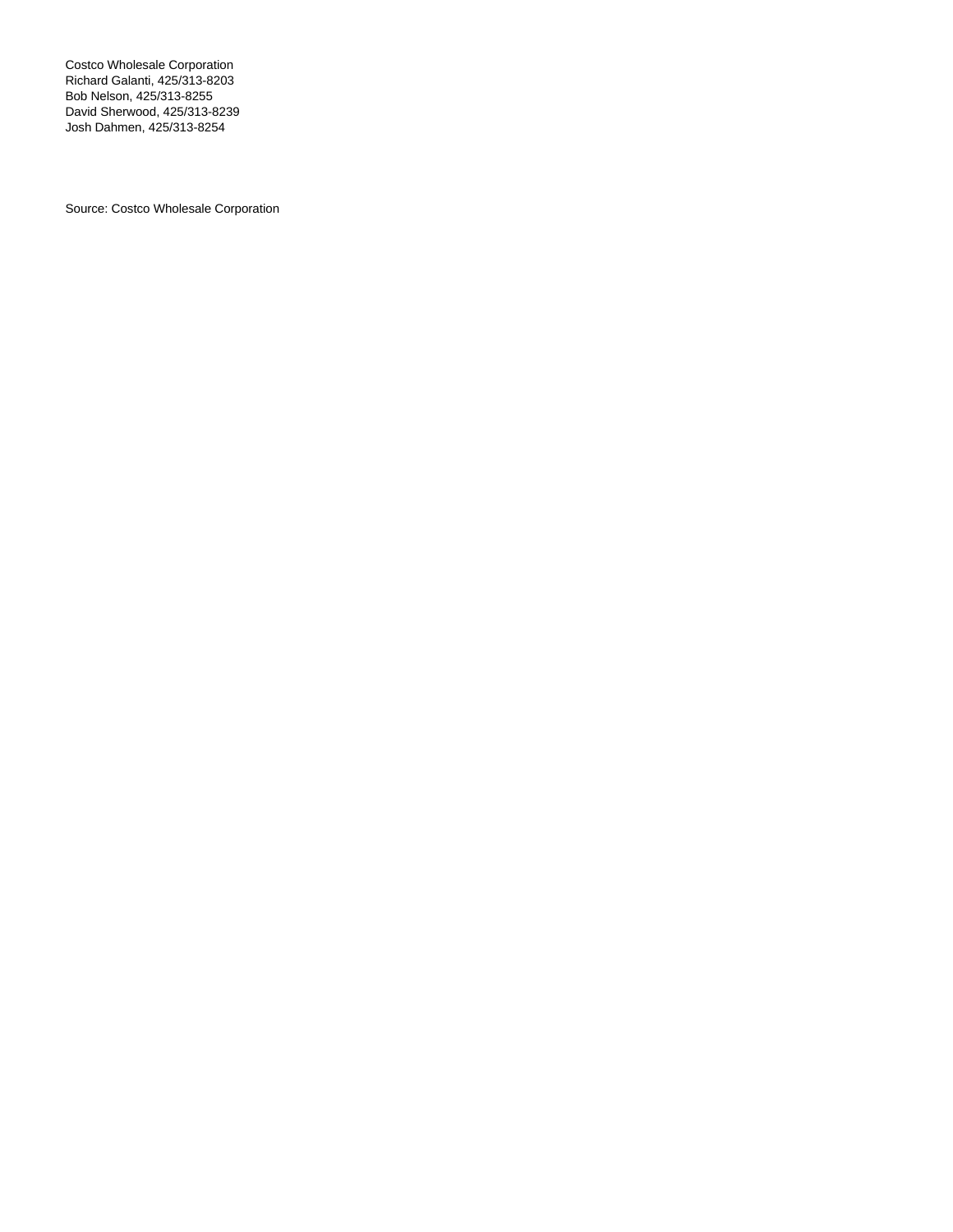Costco Wholesale Corporation  
Richard Galanti, 425/313-8203  
Bob Nelson, 425/313-8255  
David Sherwood, 425/313-8239  
Josh Dahmen, 425/313-8254

Source: Costco Wholesale Corporation